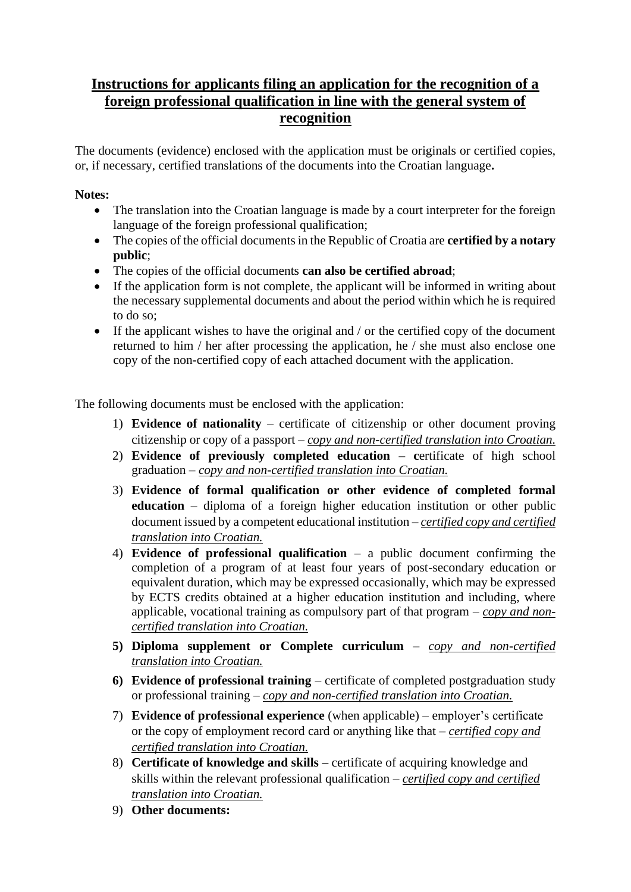# Instructions for applicants filing an application for the recognition of a foreign professional qualification in line with the general system of recognition

The documents (evidence) enclosed with the application must be originals or certified copies, or, if necessary, certified translations of the documents into the Croatian language**.**

**Notes:**

- The translation into the Croatian language is made by a court interpreter for the foreign language of the foreign professional qualification;
- The copies of the official documents in the Republic of Croatia are **certified by a notary public**;
- The copies of the official documents **can also be certified abroad**;
- If the application form is not complete, the applicant will be informed in writing about the necessary supplemental documents and about the period within which he is required to do so;
- If the applicant wishes to have the original and / or the certified copy of the document returned to him / her after processing the application, he / she must also enclose one copy of the non-certified copy of each attached document with the application.

The following documents must be enclosed with the application:

1) **Evidence of nationality** – certificate of citizenship or other document proving citizenship or copy of a passport – ***copy and non-certified translation into Croatian.***
2) **Evidence of previously completed education – c**ertificate of high school graduation – ***copy and non-certified translation into Croatian.***
3) **Evidence of formal qualification or other evidence of completed formal education** – diploma of a foreign higher education institution or other public document issued by a competent educational institution – ***certified copy and certified translation into Croatian.***
4) **Evidence of professional qualification** – a public document confirming the completion of a program of at least four years of post-secondary education or equivalent duration, which may be expressed occasionally, which may be expressed by ECTS credits obtained at a higher education institution and including, where applicable, vocational training as compulsory part of that program – ***copy and non-certified translation into Croatian.***
5) **Diploma supplement or Complete curriculum** – ***copy and non-certified translation into Croatian.***
6) **Evidence of professional training** – certificate of completed postgraduation study or professional training – ***copy and non-certified translation into Croatian.***
7) **Evidence of professional experience** (when applicable) – employer's certificate or the copy of employment record card or anything like that – ***certified copy and certified translation into Croatian.***
8) **Certificate of knowledge and skills –** certificate of acquiring knowledge and skills within the relevant professional qualification – ***certified copy and certified translation into Croatian.***
9) **Other documents:**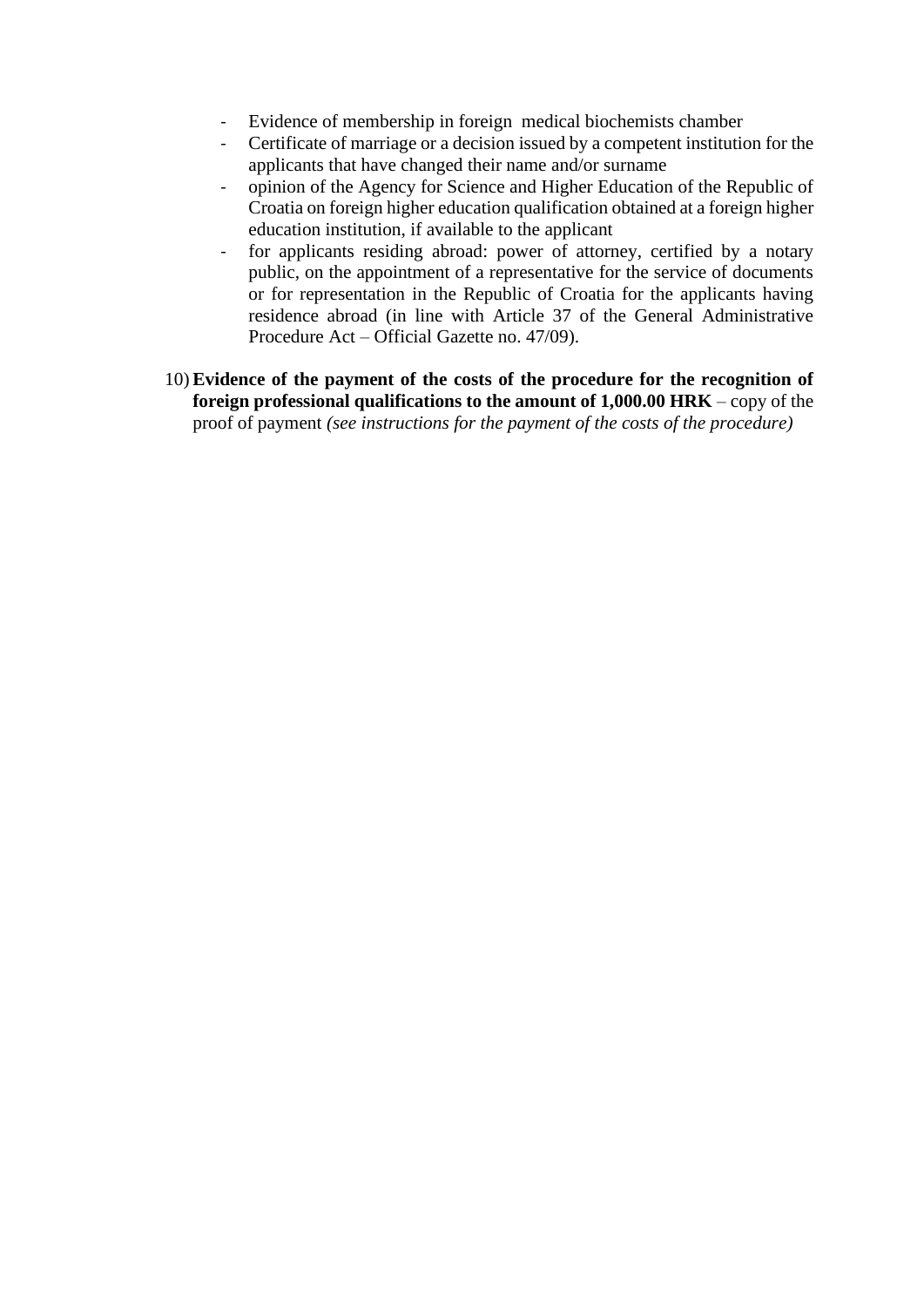- Evidence of membership in foreign medical biochemists chamber
- Certificate of marriage or a decision issued by a competent institution for the applicants that have changed their name and/or surname
- opinion of the Agency for Science and Higher Education of the Republic of Croatia on foreign higher education qualification obtained at a foreign higher education institution, if available to the applicant
- for applicants residing abroad: power of attorney, certified by a notary public, on the appointment of a representative for the service of documents or for representation in the Republic of Croatia for the applicants having residence abroad (in line with Article 37 of the General Administrative Procedure Act – Official Gazette no. 47/09).

10) **Evidence of the payment of the costs of the procedure for the recognition of foreign professional qualifications to the amount of 1,000.00 HRK** – copy of the proof of payment *(see instructions for the payment of the costs of the procedure)*